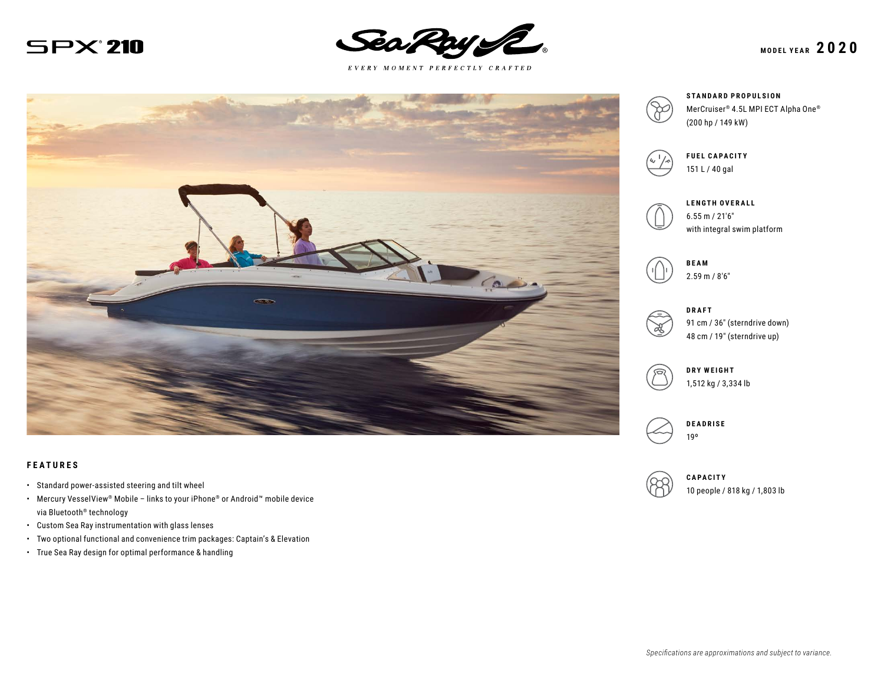# SPX® 210

Sea Ray®

*EVERY MOMENT PERFECTLY CRAFTED*

**MODEL YEAR 2020**

**STANDARD PROPULSION**
MerCruiser® 4.5L MPI ECT Alpha One®
(200 hp / 149 kW)

**FUEL CAPACITY**
151 L / 40 gal

**LENGTH OVERALL**
6.55 m / 21'6"
with integral swim platform

**BEAM**
2.59 m / 8'6"

**DRAFT**
91 cm / 36" (sterndrive down)
48 cm / 19" (sterndrive up)

**DRY WEIGHT**
1,512 kg / 3,334 lb

**DEADRISE**
19º

**CAPACITY**
10 people / 818 kg / 1,803 lb

## FEATURES

- Standard power-assisted steering and tilt wheel
- Mercury VesselView® Mobile – links to your iPhone® or Android™ mobile device via Bluetooth® technology
- Custom Sea Ray instrumentation with glass lenses
- Two optional functional and convenience trim packages: Captain's & Elevation
- True Sea Ray design for optimal performance & handling

*Specifications are approximations and subject to variance.*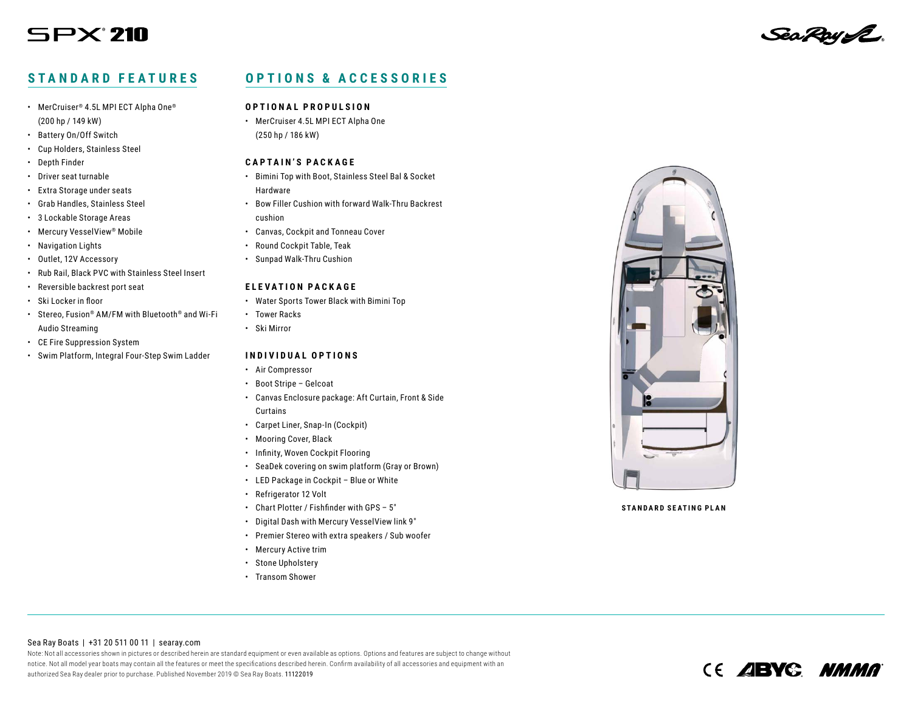# SPX® 210

## STANDARD FEATURES

- MerCruiser® 4.5L MPI ECT Alpha One® (200 hp / 149 kW)
- Battery On/Off Switch
- Cup Holders, Stainless Steel
- Depth Finder
- Driver seat turnable
- Extra Storage under seats
- Grab Handles, Stainless Steel
- 3 Lockable Storage Areas
- Mercury VesselView® Mobile
- Navigation Lights
- Outlet, 12V Accessory
- Rub Rail, Black PVC with Stainless Steel Insert
- Reversible backrest port seat
- Ski Locker in floor
- Stereo, Fusion® AM/FM with Bluetooth® and Wi-Fi Audio Streaming
- CE Fire Suppression System
- Swim Platform, Integral Four-Step Swim Ladder

## OPTIONS & ACCESSORIES

### OPTIONAL PROPULSION

- MerCruiser 4.5L MPI ECT Alpha One (250 hp / 186 kW)

### CAPTAIN'S PACKAGE

- Bimini Top with Boot, Stainless Steel Bal & Socket Hardware
- Bow Filler Cushion with forward Walk-Thru Backrest cushion
- Canvas, Cockpit and Tonneau Cover
- Round Cockpit Table, Teak
- Sunpad Walk-Thru Cushion

### ELEVATION PACKAGE

- Water Sports Tower Black with Bimini Top
- Tower Racks
- Ski Mirror

### INDIVIDUAL OPTIONS

- Air Compressor
- Boot Stripe – Gelcoat
- Canvas Enclosure package: Aft Curtain, Front & Side Curtains
- Carpet Liner, Snap-In (Cockpit)
- Mooring Cover, Black
- Infinity, Woven Cockpit Flooring
- SeaDek covering on swim platform (Gray or Brown)
- LED Package in Cockpit – Blue or White
- Refrigerator 12 Volt
- Chart Plotter / Fishfinder with GPS – 5"
- Digital Dash with Mercury VesselView link 9"
- Premier Stereo with extra speakers / Sub woofer
- Mercury Active trim
- Stone Upholstery
- Transom Shower

STANDARD SEATING PLAN

Sea Ray Boats | +31 20 511 00 11 | searay.com

Note: Not all accessories shown in pictures or described herein are standard equipment or even available as options. Options and features are subject to change without notice. Not all model year boats may contain all the features or meet the specifications described herein. Confirm availability of all accessories and equipment with an authorized Sea Ray dealer prior to purchase. Published November 2019 © Sea Ray Boats. 11122019